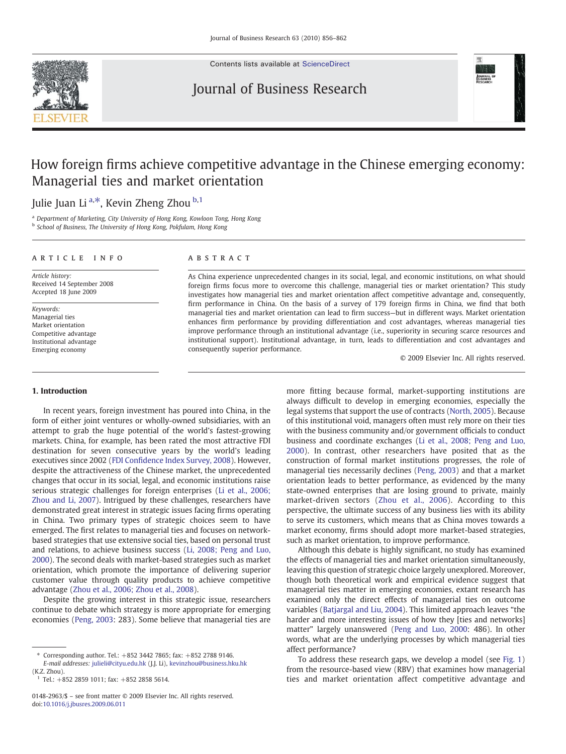# How foreign firms achieve competitive advantage in the Chinese emerging economy: Managerial ties and market orientation

Julie Juan Li [a,*], Kevin Zheng Zhou [b,1]

[a] Department of Marketing, City University of Hong Kong, Kowloon Tong, Hong Kong
[b] School of Business, The University of Hong Kong, Pokfulam, Hong Kong

**ARTICLE INFO**

*Article history:*
Received 14 September 2008
Accepted 18 June 2009

*Keywords:*
Managerial ties
Market orientation
Competitive advantage
Institutional advantage
Emerging economy

**ABSTRACT**

As China experience unprecedented changes in its social, legal, and economic institutions, on what should foreign firms focus more to overcome this challenge, managerial ties or market orientation? This study investigates how managerial ties and market orientation affect competitive advantage and, consequently, firm performance in China. On the basis of a survey of 179 foreign firms in China, we find that both managerial ties and market orientation can lead to firm success—but in different ways. Market orientation enhances firm performance by providing differentiation and cost advantages, whereas managerial ties improve performance through an institutional advantage (i.e., superiority in securing scarce resources and institutional support). Institutional advantage, in turn, leads to differentiation and cost advantages and consequently superior performance.

© 2009 Elsevier Inc. All rights reserved.

## 1. Introduction

In recent years, foreign investment has poured into China, in the form of either joint ventures or wholly-owned subsidiaries, with an attempt to grab the huge potential of the world's fastest-growing markets. China, for example, has been rated the most attractive FDI destination for seven consecutive years by the world's leading executives since 2002 (FDI Confidence Index Survey, 2008). However, despite the attractiveness of the Chinese market, the unprecedented changes that occur in its social, legal, and economic institutions raise serious strategic challenges for foreign enterprises (Li et al., 2006; Zhou and Li, 2007). Intrigued by these challenges, researchers have demonstrated great interest in strategic issues facing firms operating in China. Two primary types of strategic choices seem to have emerged. The first relates to managerial ties and focuses on network-based strategies that use extensive social ties, based on personal trust and relations, to achieve business success (Li, 2008; Peng and Luo, 2000). The second deals with market-based strategies such as market orientation, which promote the importance of delivering superior customer value through quality products to achieve competitive advantage (Zhou et al., 2006; Zhou et al., 2008).

Despite the growing interest in this strategic issue, researchers continue to debate which strategy is more appropriate for emerging economies (Peng, 2003: 283). Some believe that managerial ties are more fitting because formal, market-supporting institutions are always difficult to develop in emerging economies, especially the legal systems that support the use of contracts (North, 2005). Because of this institutional void, managers often must rely more on their ties with the business community and/or government officials to conduct business and coordinate exchanges (Li et al., 2008; Peng and Luo, 2000). In contrast, other researchers have posited that as the construction of formal market institutions progresses, the role of managerial ties necessarily declines (Peng, 2003) and that a market orientation leads to better performance, as evidenced by the many state-owned enterprises that are losing ground to private, mainly market-driven sectors (Zhou et al., 2006). According to this perspective, the ultimate success of any business lies with its ability to serve its customers, which means that as China moves towards a market economy, firms should adopt more market-based strategies, such as market orientation, to improve performance.

Although this debate is highly significant, no study has examined the effects of managerial ties and market orientation simultaneously, leaving this question of strategic choice largely unexplored. Moreover, though both theoretical work and empirical evidence suggest that managerial ties matter in emerging economies, extant research has examined only the direct effects of managerial ties on outcome variables (Batjargal and Liu, 2004). This limited approach leaves "the harder and more interesting issues of how they [ties and networks] matter" largely unanswered (Peng and Luo, 2000: 486). In other words, what are the underlying processes by which managerial ties affect performance?

To address these research gaps, we develop a model (see Fig. 1) from the resource-based view (RBV) that examines how managerial ties and market orientation affect competitive advantage and

---

* Corresponding author. Tel.: +852 3442 7865; fax: +852 2788 9146.
*E-mail addresses:* julieli@cityu.edu.hk (J.J. Li), kevinzhou@business.hku.hk (K.Z. Zhou).
[1] Tel.: +852 2859 1011; fax: +852 2858 5614.

0148-2963/$ – see front matter © 2009 Elsevier Inc. All rights reserved.
doi:10.1016/j.jbusres.2009.06.011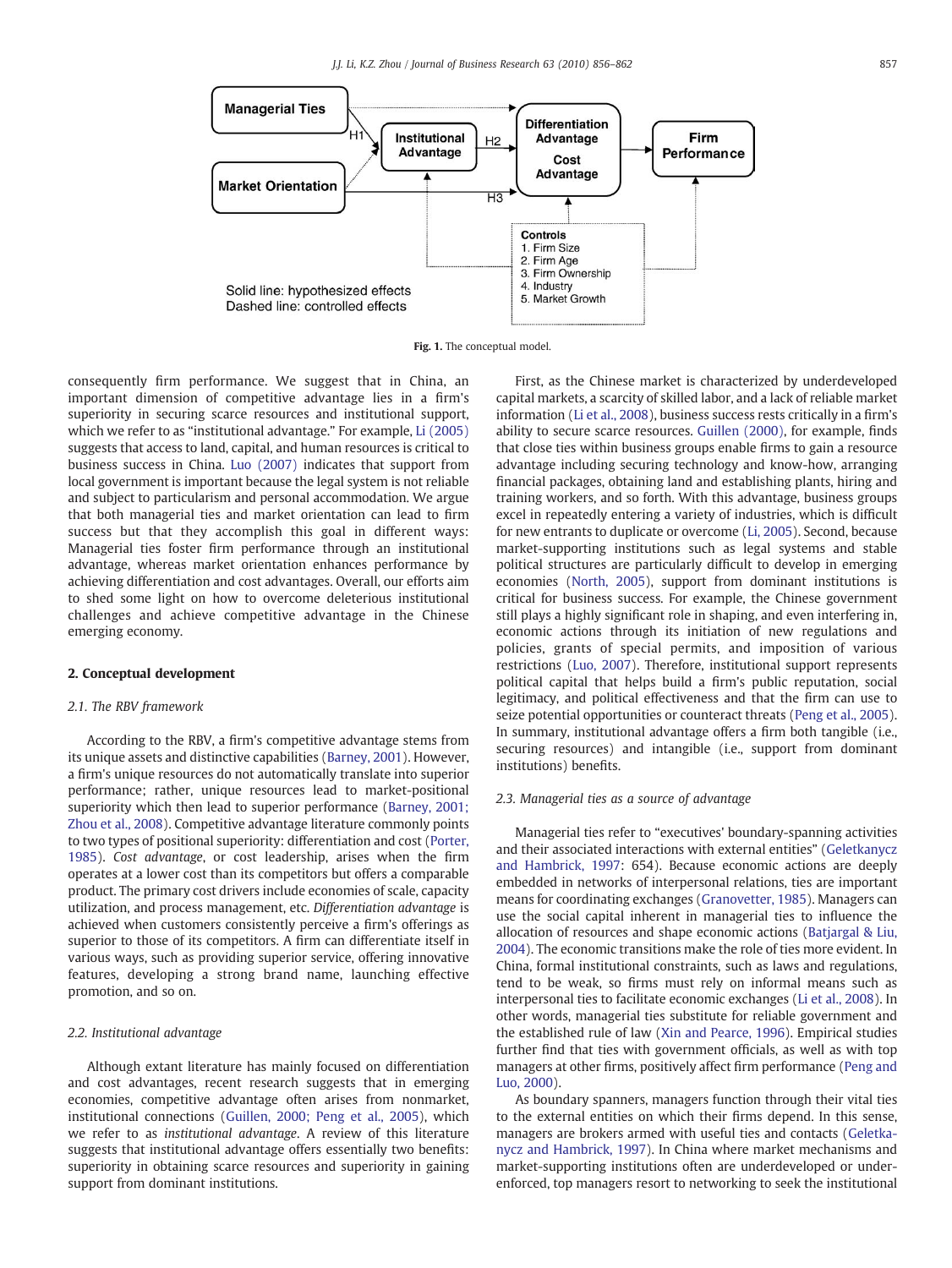Fig. 1. The conceptual model.

consequently firm performance. We suggest that in China, an important dimension of competitive advantage lies in a firm's superiority in securing scarce resources and institutional support, which we refer to as "institutional advantage." For example, Li (2005) suggests that access to land, capital, and human resources is critical to business success in China. Luo (2007) indicates that support from local government is important because the legal system is not reliable and subject to particularism and personal accommodation. We argue that both managerial ties and market orientation can lead to firm success but that they accomplish this goal in different ways: Managerial ties foster firm performance through an institutional advantage, whereas market orientation enhances performance by achieving differentiation and cost advantages. Overall, our efforts aim to shed some light on how to overcome deleterious institutional challenges and achieve competitive advantage in the Chinese emerging economy.

## 2. Conceptual development

### 2.1. The RBV framework

According to the RBV, a firm's competitive advantage stems from its unique assets and distinctive capabilities (Barney, 2001). However, a firm's unique resources do not automatically translate into superior performance; rather, unique resources lead to market-positional superiority which then lead to superior performance (Barney, 2001; Zhou et al., 2008). Competitive advantage literature commonly points to two types of positional superiority: differentiation and cost (Porter, 1985). *Cost advantage*, or cost leadership, arises when the firm operates at a lower cost than its competitors but offers a comparable product. The primary cost drivers include economies of scale, capacity utilization, and process management, etc. *Differentiation advantage* is achieved when customers consistently perceive a firm's offerings as superior to those of its competitors. A firm can differentiate itself in various ways, such as providing superior service, offering innovative features, developing a strong brand name, launching effective promotion, and so on.

### 2.2. Institutional advantage

Although extant literature has mainly focused on differentiation and cost advantages, recent research suggests that in emerging economies, competitive advantage often arises from nonmarket, institutional connections (Guillen, 2000; Peng et al., 2005), which we refer to as *institutional advantage*. A review of this literature suggests that institutional advantage offers essentially two benefits: superiority in obtaining scarce resources and superiority in gaining support from dominant institutions.

First, as the Chinese market is characterized by underdeveloped capital markets, a scarcity of skilled labor, and a lack of reliable market information (Li et al., 2008), business success rests critically in a firm's ability to secure scarce resources. Guillen (2000), for example, finds that close ties within business groups enable firms to gain a resource advantage including securing technology and know-how, arranging financial packages, obtaining land and establishing plants, hiring and training workers, and so forth. With this advantage, business groups excel in repeatedly entering a variety of industries, which is difficult for new entrants to duplicate or overcome (Li, 2005). Second, because market-supporting institutions such as legal systems and stable political structures are particularly difficult to develop in emerging economies (North, 2005), support from dominant institutions is critical for business success. For example, the Chinese government still plays a highly significant role in shaping, and even interfering in, economic actions through its initiation of new regulations and policies, grants of special permits, and imposition of various restrictions (Luo, 2007). Therefore, institutional support represents political capital that helps build a firm's public reputation, social legitimacy, and political effectiveness and that the firm can use to seize potential opportunities or counteract threats (Peng et al., 2005). In summary, institutional advantage offers a firm both tangible (i.e., securing resources) and intangible (i.e., support from dominant institutions) benefits.

### 2.3. Managerial ties as a source of advantage

Managerial ties refer to "executives' boundary-spanning activities and their associated interactions with external entities" (Geletkanycz and Hambrick, 1997: 654). Because economic actions are deeply embedded in networks of interpersonal relations, ties are important means for coordinating exchanges (Granovetter, 1985). Managers can use the social capital inherent in managerial ties to influence the allocation of resources and shape economic actions (Batjargal & Liu, 2004). The economic transitions make the role of ties more evident. In China, formal institutional constraints, such as laws and regulations, tend to be weak, so firms must rely on informal means such as interpersonal ties to facilitate economic exchanges (Li et al., 2008). In other words, managerial ties substitute for reliable government and the established rule of law (Xin and Pearce, 1996). Empirical studies further find that ties with government officials, as well as with top managers at other firms, positively affect firm performance (Peng and Luo, 2000).

As boundary spanners, managers function through their vital ties to the external entities on which their firms depend. In this sense, managers are brokers armed with useful ties and contacts (Geletkanycz and Hambrick, 1997). In China where market mechanisms and market-supporting institutions often are underdeveloped or under-enforced, top managers resort to networking to seek the institutional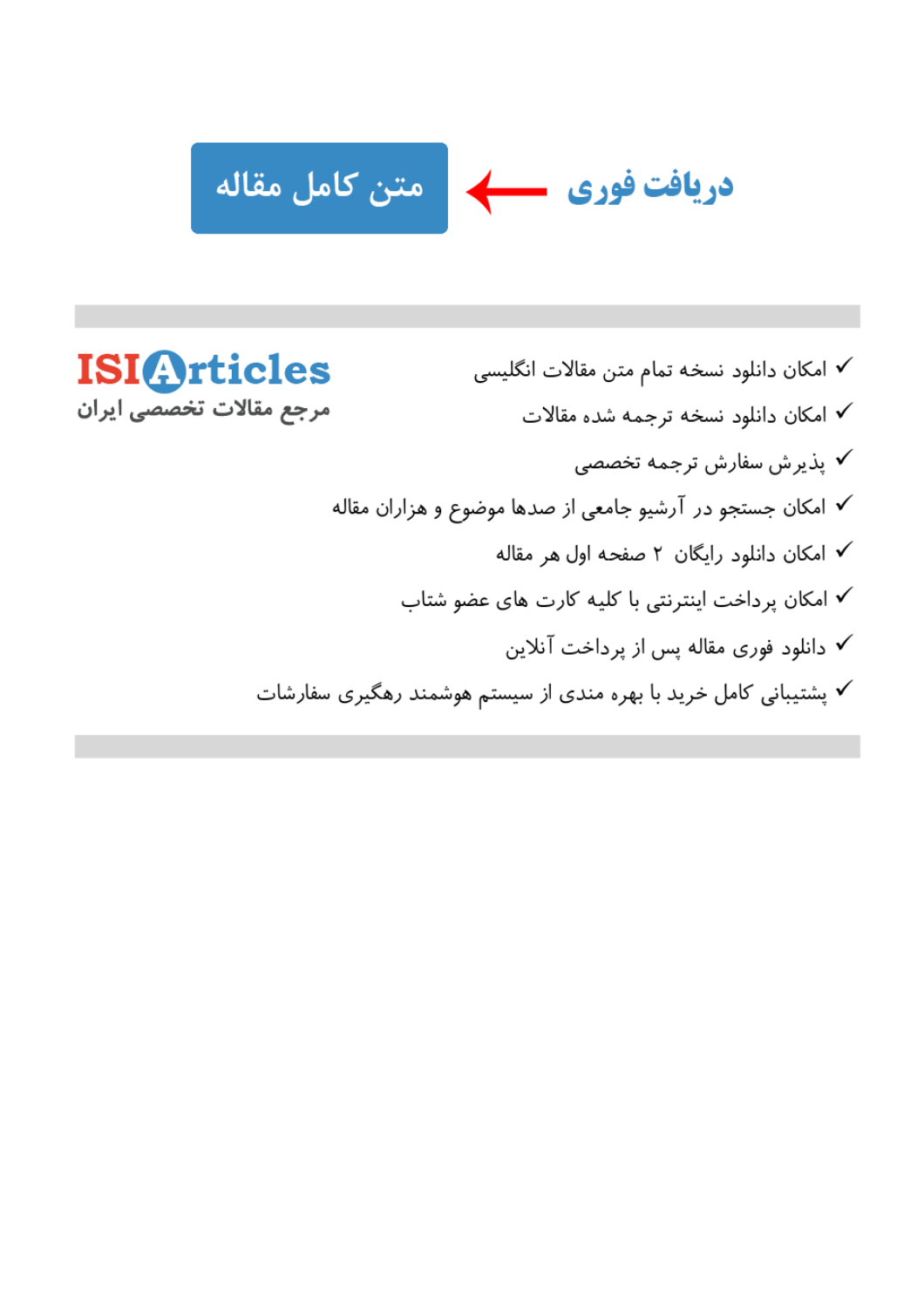دریافت فوری ← متن کامل مقاله

ISIArticles
مرجع مقالات تخصصی ایران

- ✓ امکان دانلود نسخه تمام متن مقالات انگلیسی
- ✓ امکان دانلود نسخه ترجمه شده مقالات
- ✓ پذیرش سفارش ترجمه تخصصی
- ✓ امکان جستجو در آرشیو جامعی از صدها موضوع و هزاران مقاله
- ✓ امکان دانلود رایگان ۲ صفحه اول هر مقاله
- ✓ امکان پرداخت اینترنتی با کلیه کارت های عضو شتاب
- ✓ دانلود فوری مقاله پس از پرداخت آنلاین
- ✓ پشتیبانی کامل خرید با بهره مندی از سیستم هوشمند رهگیری سفارشات